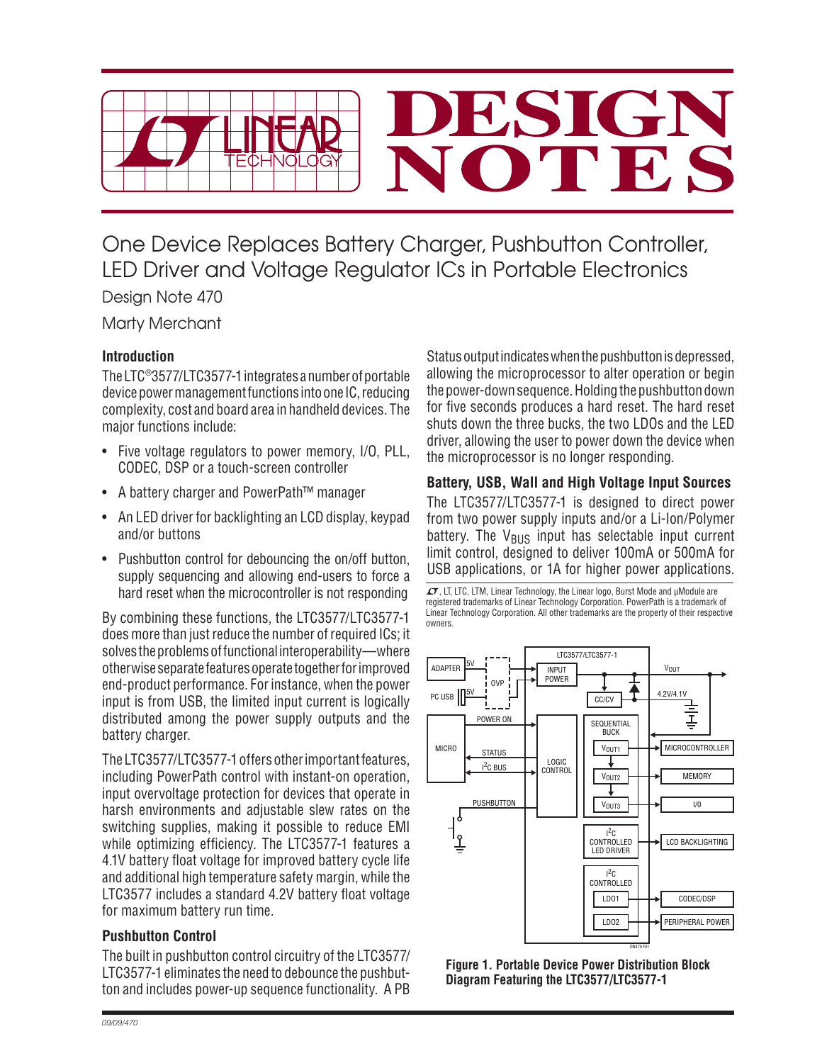# One Device Replaces Battery Charger, Pushbutton Controller, LED Driver and Voltage Regulator ICs in Portable Electronics

Design Note 470

Marty Merchant

## Introduction

The LTC®3577/LTC3577-1 integrates a number of portable device power management functions into one IC, reducing complexity, cost and board area in handheld devices. The major functions include:

- Five voltage regulators to power memory, I/O, PLL, CODEC, DSP or a touch-screen controller
- A battery charger and PowerPath™ manager
- An LED driver for backlighting an LCD display, keypad and/or buttons
- Pushbutton control for debouncing the on/off button, supply sequencing and allowing end-users to force a hard reset when the microcontroller is not responding

By combining these functions, the LTC3577/LTC3577-1 does more than just reduce the number of required ICs; it solves the problems of functional interoperability—where otherwise separate features operate together for improved end-product performance. For instance, when the power input is from USB, the limited input current is logically distributed among the power supply outputs and the battery charger.

The LTC3577/LTC3577-1 offers other important features, including PowerPath control with instant-on operation, input overvoltage protection for devices that operate in harsh environments and adjustable slew rates on the switching supplies, making it possible to reduce EMI while optimizing efficiency. The LTC3577-1 features a 4.1V battery float voltage for improved battery cycle life and additional high temperature safety margin, while the LTC3577 includes a standard 4.2V battery float voltage for maximum battery run time.

## Pushbutton Control

The built in pushbutton control circuitry of the LTC3577/LTC3577-1 eliminates the need to debounce the pushbutton and includes power-up sequence functionality. A PB Status output indicates when the pushbutton is depressed, allowing the microprocessor to alter operation or begin the power-down sequence. Holding the pushbutton down for five seconds produces a hard reset. The hard reset shuts down the three bucks, the two LDOs and the LED driver, allowing the user to power down the device when the microprocessor is no longer responding.

## Battery, USB, Wall and High Voltage Input Sources

The LTC3577/LTC3577-1 is designed to direct power from two power supply inputs and/or a Li-Ion/Polymer battery. The $V_{BUS}$ input has selectable input current limit control, designed to deliver 100mA or 500mA for USB applications, or 1A for higher power applications.

LT, LT, LTC, LTM, Linear Technology, the Linear logo, Burst Mode and µModule are registered trademarks of Linear Technology Corporation. PowerPath is a trademark of Linear Technology Corporation. All other trademarks are the property of their respective owners.

ADAPTER
5V
PC USB
5V
OVP
LTC3577/LTC3577-1
INPUT POWER
$V_{OUT}$
CC/CV
4.2V/4.1V
POWER ON
MICRO
STATUS
$I^2C$ BUS
LOGIC CONTROL
SEQUENTIAL BUCK
$V_{OUT1}$
$V_{OUT2}$
$V_{OUT3}$
MICROCONTROLLER
MEMORY
I/O
PUSHBUTTON
$I^2C$ CONTROLLED LED DRIVER
LCD BACKLIGHTING
$I^2C$ CONTROLLED
LDO1
LDO2
CODEC/DSP
PERIPHERAL POWER
DN470 F01

**Figure 1. Portable Device Power Distribution Block Diagram Featuring the LTC3577/LTC3577-1**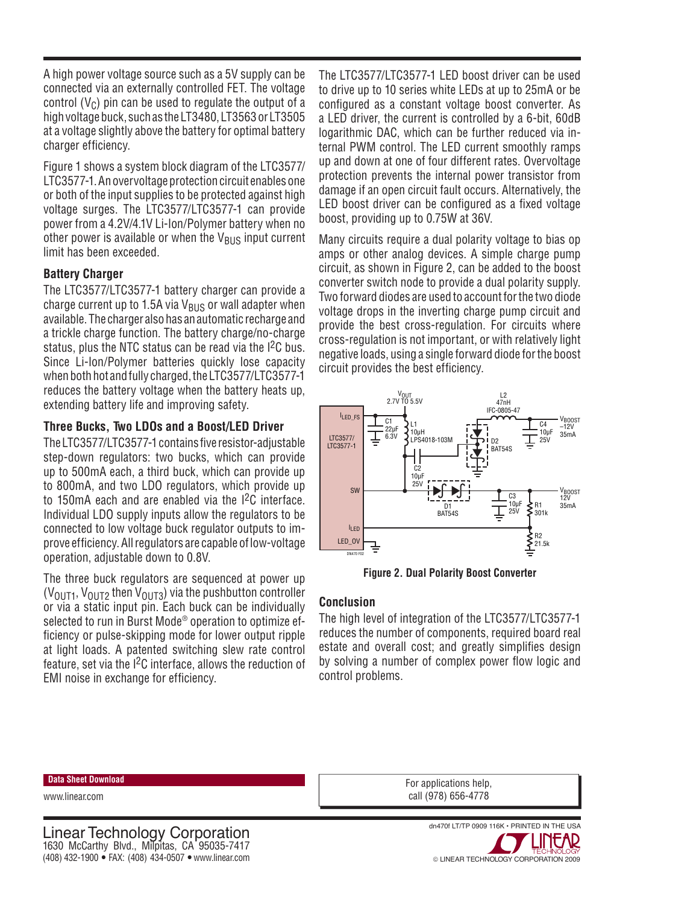A high power voltage source such as a 5V supply can be connected via an externally controlled FET. The voltage control ($V_C$) pin can be used to regulate the output of a high voltage buck, such as the LT3480, LT3563 or LT3505 at a voltage slightly above the battery for optimal battery charger efficiency.

Figure 1 shows a system block diagram of the LTC3577/LTC3577-1. An overvoltage protection circuit enables one or both of the input supplies to be protected against high voltage surges. The LTC3577/LTC3577-1 can provide power from a 4.2V/4.1V Li-Ion/Polymer battery when no other power is available or when the $V_{BUS}$ input current limit has been exceeded.

### Battery Charger

The LTC3577/LTC3577-1 battery charger can provide a charge current up to 1.5A via $V_{BUS}$ or wall adapter when available. The charger also has an automatic recharge and a trickle charge function. The battery charge/no-charge status, plus the NTC status can be read via the $I^2C$ bus. Since Li-Ion/Polymer batteries quickly lose capacity when both hot and fully charged, the LTC3577/LTC3577-1 reduces the battery voltage when the battery heats up, extending battery life and improving safety.

### Three Bucks, Two LDOs and a Boost/LED Driver

The LTC3577/LTC3577-1 contains five resistor-adjustable step-down regulators: two bucks, which can provide up to 500mA each, a third buck, which can provide up to 800mA, and two LDO regulators, which provide up to 150mA each and are enabled via the $I^2C$ interface. Individual LDO supply inputs allow the regulators to be connected to low voltage buck regulator outputs to improve efficiency. All regulators are capable of low-voltage operation, adjustable down to 0.8V.

The three buck regulators are sequenced at power up ($V_{OUT1}$, $V_{OUT2}$ then $V_{OUT3}$) via the pushbutton controller or via a static input pin. Each buck can be individually selected to run in Burst Mode® operation to optimize efficiency or pulse-skipping mode for lower output ripple at light loads. A patented switching slew rate control feature, set via the $I^2C$ interface, allows the reduction of EMI noise in exchange for efficiency.

The LTC3577/LTC3577-1 LED boost driver can be used to drive up to 10 series white LEDs at up to 25mA or be configured as a constant voltage boost converter. As a LED driver, the current is controlled by a 6-bit, 60dB logarithmic DAC, which can be further reduced via internal PWM control. The LED current smoothly ramps up and down at one of four different rates. Overvoltage protection prevents the internal power transistor from damage if an open circuit fault occurs. Alternatively, the LED boost driver can be configured as a fixed voltage boost, providing up to 0.75W at 36V.

Many circuits require a dual polarity voltage to bias op amps or other analog devices. A simple charge pump circuit, as shown in Figure 2, can be added to the boost converter switch node to provide a dual polarity supply. Two forward diodes are used to account for the two diode voltage drops in the inverting charge pump circuit and provide the best cross-regulation. For circuits where cross-regulation is not important, or with relatively light negative loads, using a single forward diode for the boost circuit provides the best efficiency.

$V_{OUT}$ 2.7V TO 5.5V
$I_{LED\_FS}$
LTC3577/ LTC3577-1
SW
$I_{LED}$
LED_OV
C1 22µF 6.3V
L1 10µH LPS4018-103M
C2 10µF 25V
L2 47nH IFC-0805-47
D2 BAT54S
D1 BAT54S
C4 10µF 25V
C3 10µF 25V
$V_{BOOST}$ –12V 35mA
$V_{BOOST}$ 12V 35mA
R1 301k
R2 21.5k
DN470 F02

**Figure 2. Dual Polarity Boost Converter**

### Conclusion

The high level of integration of the LTC3577/LTC3577-1 reduces the number of components, required board real estate and overall cost; and greatly simplifies design by solving a number of complex power flow logic and control problems.

**Data Sheet Download**

www.linear.com

For applications help, call (978) 656-4778

Linear Technology Corporation
1630 McCarthy Blvd., Milpitas, CA 95035-7417
(408) 432-1900 • FAX: (408) 434-0507 • www.linear.com

dn470f LT/TP 0909 116K • PRINTED IN THE USA

© LINEAR TECHNOLOGY CORPORATION 2009